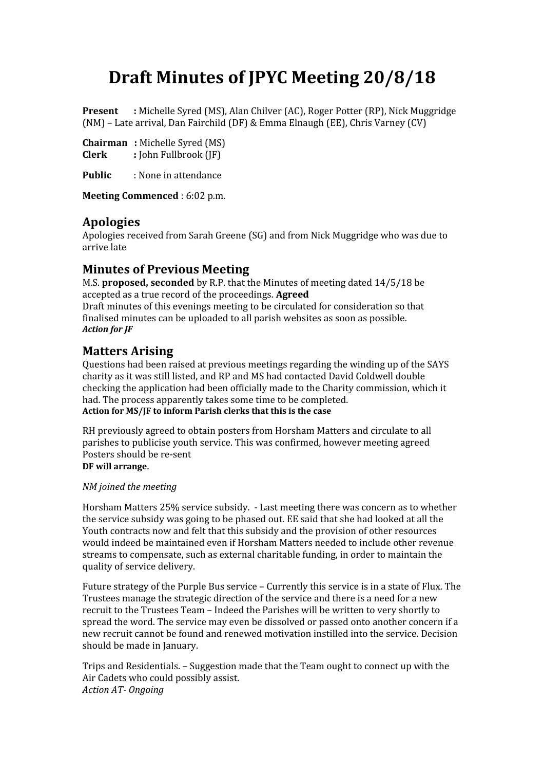# Draft Minutes of JPYC Meeting 20/8/18

**Present :** Michelle Syred (MS), Alan Chilver (AC), Roger Potter (RP), Nick Muggridge (NM) – Late arrival, Dan Fairchild (DF) & Emma Elnaugh (EE), Chris Varney (CV)

**Chairman :** Michelle Syred (MS)
**Clerk :** John Fullbrook (JF)

**Public** : None in attendance

**Meeting Commenced** : 6:02 p.m.

## Apologies

Apologies received from Sarah Greene (SG) and from Nick Muggridge who was due to arrive late

## Minutes of Previous Meeting

M.S. **proposed, seconded** by R.P. that the Minutes of meeting dated 14/5/18 be accepted as a true record of the proceedings. **Agreed**
Draft minutes of this evenings meeting to be circulated for consideration so that finalised minutes can be uploaded to all parish websites as soon as possible.
***Action for JF***

## Matters Arising

Questions had been raised at previous meetings regarding the winding up of the SAYS charity as it was still listed, and RP and MS had contacted David Coldwell double checking the application had been officially made to the Charity commission, which it had. The process apparently takes some time to be completed.
**Action for MS/JF to inform Parish clerks that this is the case**

RH previously agreed to obtain posters from Horsham Matters and circulate to all parishes to publicise youth service. This was confirmed, however meeting agreed Posters should be re-sent
**DF will arrange**.

*NM joined the meeting*

Horsham Matters 25% service subsidy. - Last meeting there was concern as to whether the service subsidy was going to be phased out. EE said that she had looked at all the Youth contracts now and felt that this subsidy and the provision of other resources would indeed be maintained even if Horsham Matters needed to include other revenue streams to compensate, such as external charitable funding, in order to maintain the quality of service delivery.

Future strategy of the Purple Bus service – Currently this service is in a state of Flux. The Trustees manage the strategic direction of the service and there is a need for a new recruit to the Trustees Team – Indeed the Parishes will be written to very shortly to spread the word. The service may even be dissolved or passed onto another concern if a new recruit cannot be found and renewed motivation instilled into the service. Decision should be made in January.

Trips and Residentials. – Suggestion made that the Team ought to connect up with the Air Cadets who could possibly assist.
*Action AT- Ongoing*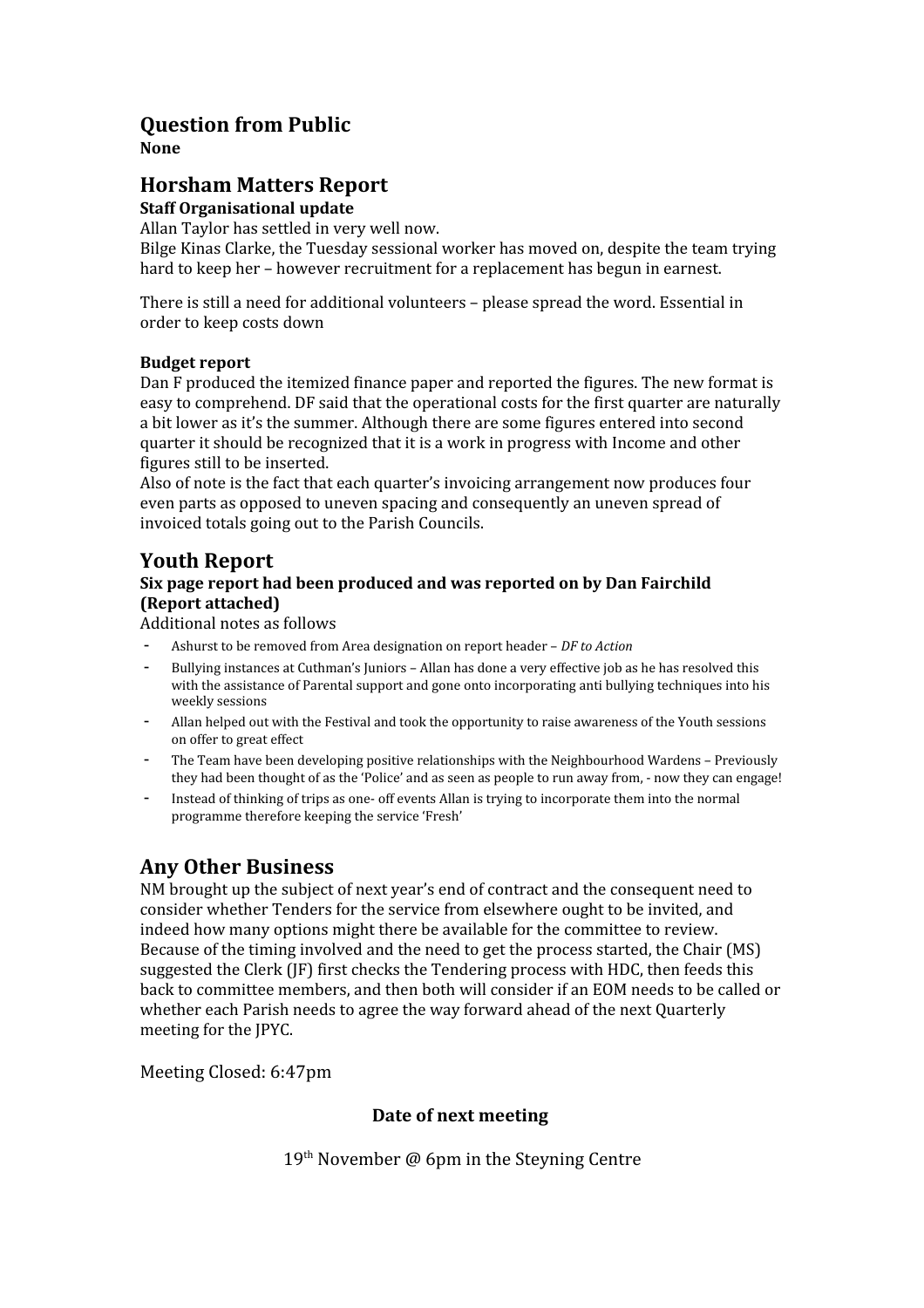## Question from Public

**None**

## Horsham Matters Report

**Staff Organisational update**

Allan Taylor has settled in very well now.
Bilge Kinas Clarke, the Tuesday sessional worker has moved on, despite the team trying hard to keep her – however recruitment for a replacement has begun in earnest.

There is still a need for additional volunteers – please spread the word. Essential in order to keep costs down

**Budget report**

Dan F produced the itemized finance paper and reported the figures. The new format is easy to comprehend. DF said that the operational costs for the first quarter are naturally a bit lower as it's the summer. Although there are some figures entered into second quarter it should be recognized that it is a work in progress with Income and other figures still to be inserted.
Also of note is the fact that each quarter's invoicing arrangement now produces four even parts as opposed to uneven spacing and consequently an uneven spread of invoiced totals going out to the Parish Councils.

## Youth Report

**Six page report had been produced and was reported on by Dan Fairchild (Report attached)**

Additional notes as follows

- Ashurst to be removed from Area designation on report header – *DF to Action*
- Bullying instances at Cuthman's Juniors – Allan has done a very effective job as he has resolved this with the assistance of Parental support and gone onto incorporating anti bullying techniques into his weekly sessions
- Allan helped out with the Festival and took the opportunity to raise awareness of the Youth sessions on offer to great effect
- The Team have been developing positive relationships with the Neighbourhood Wardens – Previously they had been thought of as the 'Police' and as seen as people to run away from, - now they can engage!
- Instead of thinking of trips as one- off events Allan is trying to incorporate them into the normal programme therefore keeping the service 'Fresh'

## Any Other Business

NM brought up the subject of next year's end of contract and the consequent need to consider whether Tenders for the service from elsewhere ought to be invited, and indeed how many options might there be available for the committee to review. Because of the timing involved and the need to get the process started, the Chair (MS) suggested the Clerk (JF) first checks the Tendering process with HDC, then feeds this back to committee members, and then both will consider if an EOM needs to be called or whether each Parish needs to agree the way forward ahead of the next Quarterly meeting for the JPYC.

Meeting Closed: 6:47pm

**Date of next meeting**

19th November @ 6pm in the Steyning Centre